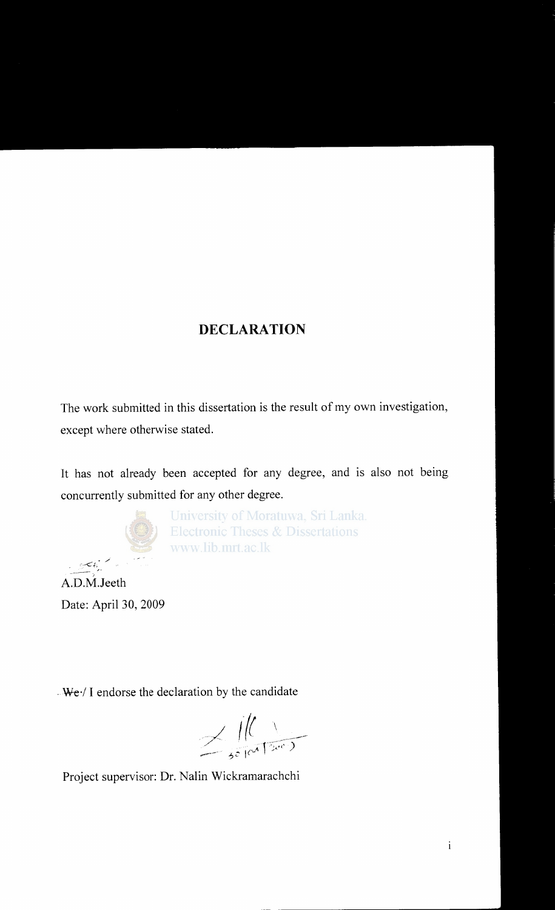# DECLARATION

The work submitted in this dissertation is the result of my own investigation, except where otherwise stated.

It has not already been accepted for any degree, and is also not being concurrently submitted for any other degree.

A.D.M.Jeeth

Date: April 30, 2009

~~We~~ / I endorse the declaration by the candidate

Project supervisor: Dr. Nalin Wickramarachchi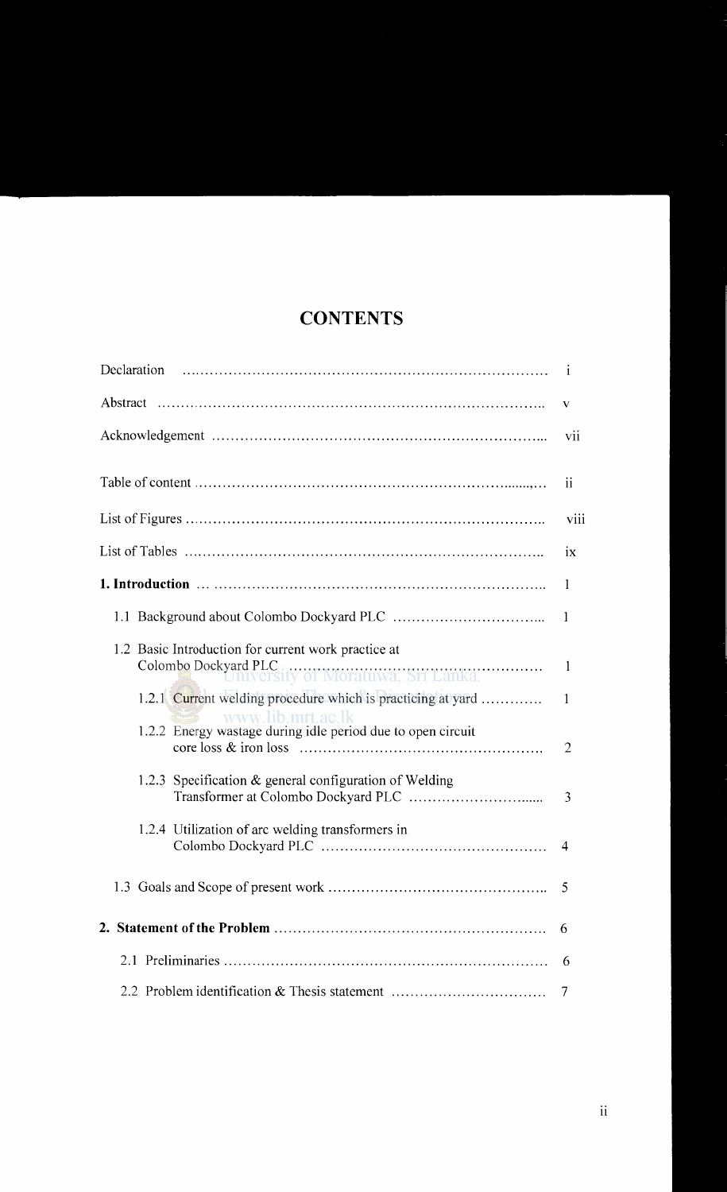# CONTENTS

| | |
|---|---|
| Declaration | i |
| Abstract | v |
| Acknowledgement | vii |
| Table of content | ii |
| List of Figures | viii |
| List of Tables | ix |
| **1. Introduction** | 1 |
| 1.1 Background about Colombo Dockyard PLC | 1 |
| 1.2 Basic Introduction for current work practice at Colombo Dockyard PLC | 1 |
| 1.2.1 Current welding procedure which is practicing at yard | 1 |
| 1.2.2 Energy wastage during idle period due to open circuit core loss & iron loss | 2 |
| 1.2.3 Specification & general configuration of Welding Transformer at Colombo Dockyard PLC | 3 |
| 1.2.4 Utilization of arc welding transformers in Colombo Dockyard PLC | 4 |
| 1.3 Goals and Scope of present work | 5 |
| **2. Statement of the Problem** | 6 |
| 2.1 Preliminaries | 6 |
| 2.2 Problem identification & Thesis statement | 7 |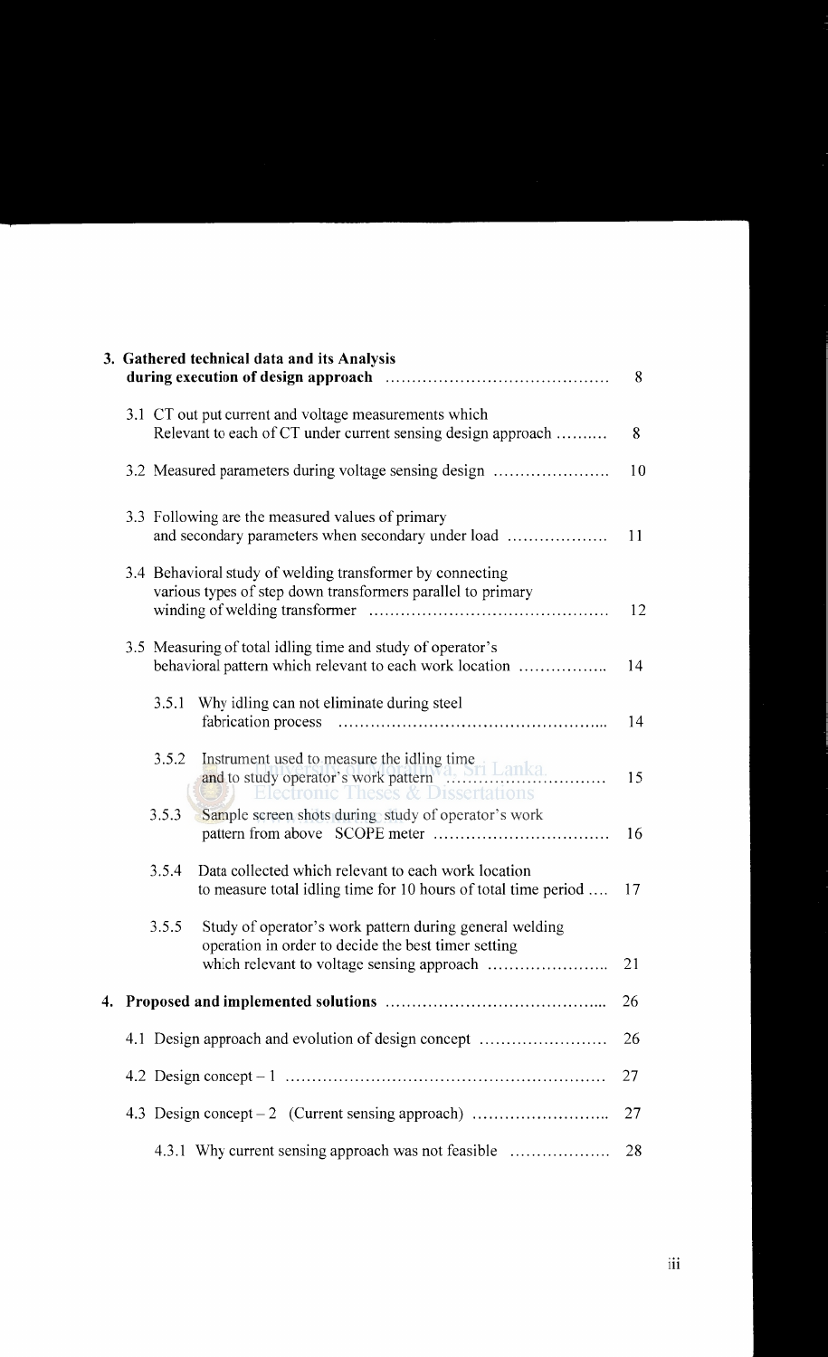3. **Gathered technical data and its Analysis during execution of design approach** ........................................ 8

   3.1 CT out put current and voltage measurements which Relevant to each of CT under current sensing design approach .......... 8

   3.2 Measured parameters during voltage sensing design ..................... 10

   3.3 Following are the measured values of primary and secondary parameters when secondary under load ................... 11

   3.4 Behavioral study of welding transformer by connecting various types of step down transformers parallel to primary winding of welding transformer ........................................... 12

   3.5 Measuring of total idling time and study of operator's behavioral pattern which relevant to each work location ................. 14

      3.5.1 Why idling can not eliminate during steel fabrication process ................................................ 14

      3.5.2 Instrument used to measure the idling time and to study operator's work pattern ............................ 15

      3.5.3 Sample screen shots during study of operator's work pattern from above SCOPE meter ................................ 16

      3.5.4 Data collected which relevant to each work location to measure total idling time for 10 hours of total time period .... 17

      3.5.5 Study of operator's work pattern during general welding operation in order to decide the best timer setting which relevant to voltage sensing approach ...................... 21

4. **Proposed and implemented solutions** ........................................ 26

   4.1 Design approach and evolution of design concept ........................ 26

   4.2 Design concept – 1 .......................................................... 27

   4.3 Design concept – 2 (Current sensing approach) .......................... 27

      4.3.1 Why current sensing approach was not feasible ................... 28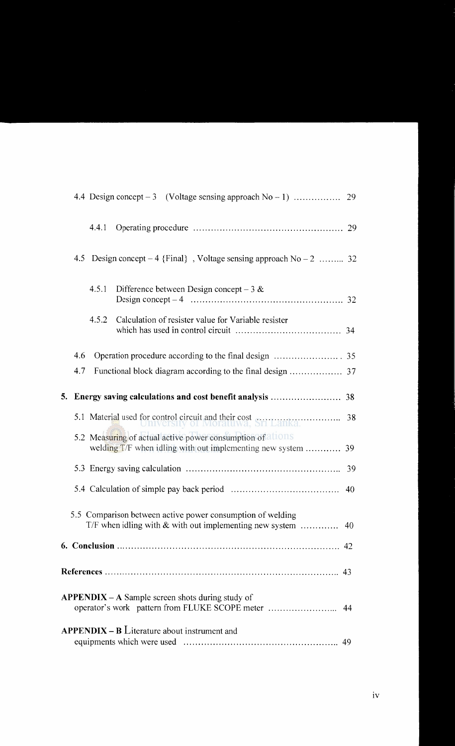4.4 Design concept – 3 (Voltage sensing approach No – 1) ................ 29

4.4.1 Operating procedure .................................................. 29

4.5 Design concept – 4 {Final} , Voltage sensing approach No – 2 ......... 32

4.5.1 Difference between Design concept – 3 & Design concept – 4 .................................................. 32

4.5.2 Calculation of resister value for Variable resister which has used in control circuit ................................... 34

4.6 Operation procedure according to the final design ...................... 35

4.7 Functional block diagram according to the final design .................. 37

**5. Energy saving calculations and cost benefit analysis** ........................ 38

5.1 Material used for control circuit and their cost ............................ 38

5.2 Measuring of actual active power consumption of welding T/F when idling with out implementing new system ............ 39

5.3 Energy saving calculation .................................................. 39

5.4 Calculation of simple pay back period .................................... 40

5.5 Comparison between active power consumption of welding T/F when idling with & with out implementing new system ............ 40

**6. Conclusion** ........................................................................ 42

**References** ........................................................................ 43

**APPENDIX – A** Sample screen shots during study of operator's work pattern from FLUKE SCOPE meter ........................ 44

**APPENDIX – B** Literature about instrument and equipments which were used .................................................. 49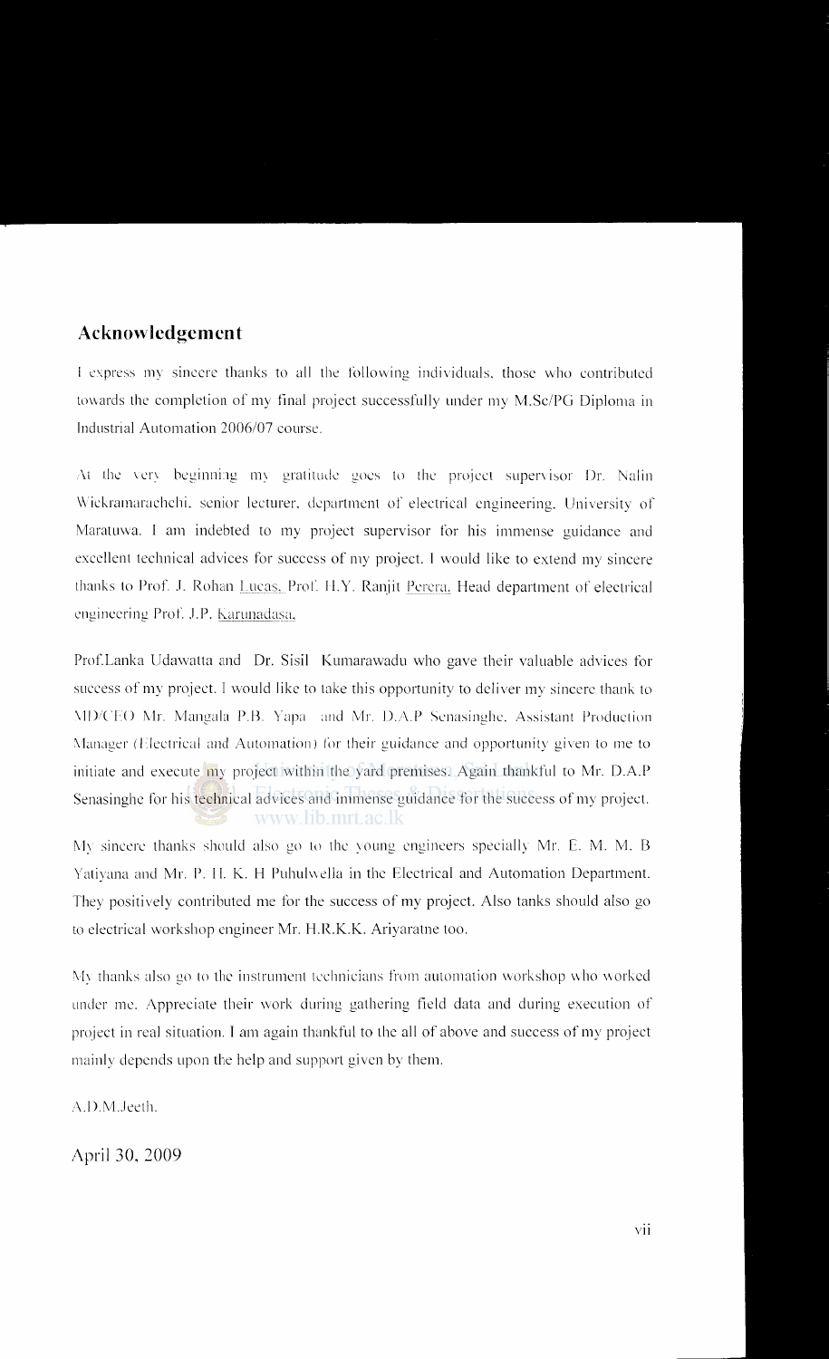## Acknowledgement

I express my sincere thanks to all the following individuals, those who contributed towards the completion of my final project successfully under my M.Sc/PG Diploma in Industrial Automation 2006/07 course.

At the very beginning my gratitude goes to the project supervisor Dr. Nalin Wickramarachchi, senior lecturer, department of electrical engineering, University of Maratuwa. I am indebted to my project supervisor for his immense guidance and excellent technical advices for success of my project. I would like to extend my sincere thanks to Prof. J. Rohan Lucas, Prof. H.Y. Ranjit Perera, Head department of electrical engineering Prof. J.P. Karunadasa,

Prof.Lanka Udawatta and Dr. Sisil Kumarawadu who gave their valuable advices for success of my project. I would like to take this opportunity to deliver my sincere thank to MD/CEO Mr. Mangala P.B. Yapa and Mr. D.A.P Senasinghe, Assistant Production Manager (Electrical and Automation) for their guidance and opportunity given to me to initiate and execute my project within the yard premises. Again thankful to Mr. D.A.P Senasinghe for his technical advices and immense guidance for the success of my project.

My sincere thanks should also go to the young engineers specially Mr. E. M. M. B Yatiyana and Mr. P. H. K. H Puhulwella in the Electrical and Automation Department. They positively contributed me for the success of my project. Also tanks should also go to electrical workshop engineer Mr. H.R.K.K. Ariyaratne too.

My thanks also go to the instrument technicians from automation workshop who worked under me. Appreciate their work during gathering field data and during execution of project in real situation. I am again thankful to the all of above and success of my project mainly depends upon the help and support given by them.

A.D.M.Jeeth.

April 30, 2009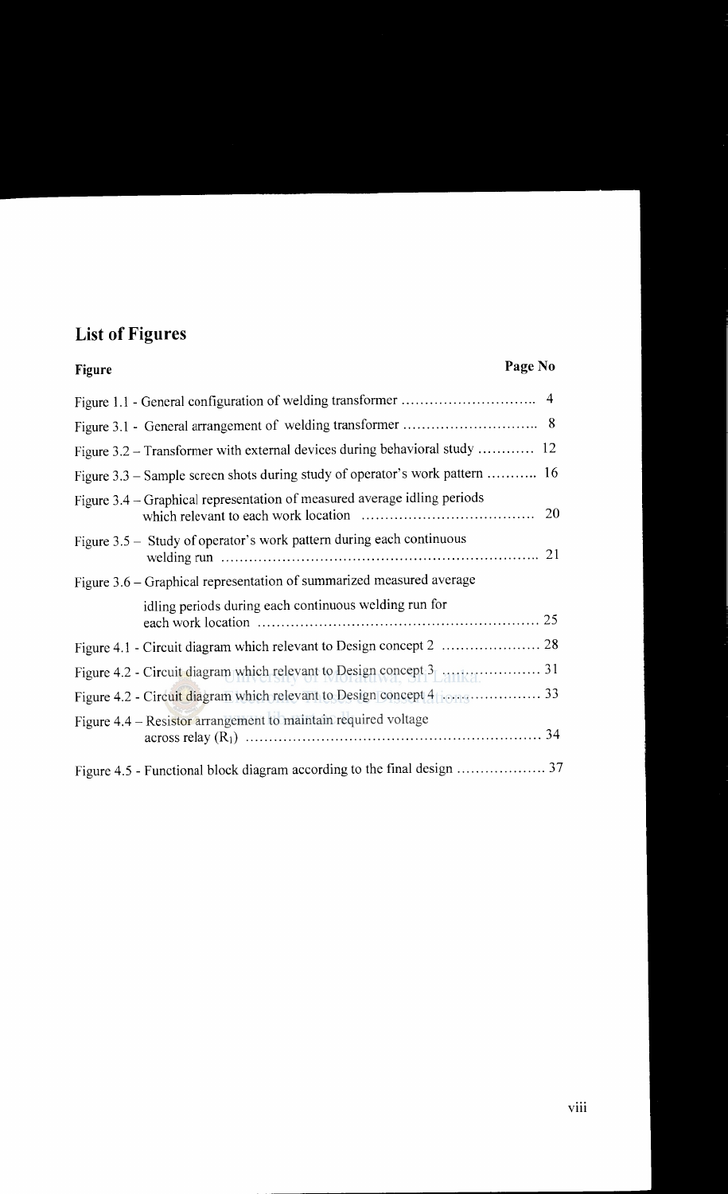## List of Figures

| Figure | Page No |
|---|---|
| Figure 1.1 - General configuration of welding transformer | 4 |
| Figure 3.1 - General arrangement of welding transformer | 8 |
| Figure 3.2 – Transformer with external devices during behavioral study | 12 |
| Figure 3.3 – Sample screen shots during study of operator's work pattern | 16 |
| Figure 3.4 – Graphical representation of measured average idling periods which relevant to each work location | 20 |
| Figure 3.5 – Study of operator's work pattern during each continuous welding run | 21 |
| Figure 3.6 – Graphical representation of summarized measured average idling periods during each continuous welding run for each work location | 25 |
| Figure 4.1 - Circuit diagram which relevant to Design concept 2 | 28 |
| Figure 4.2 - Circuit diagram which relevant to Design concept 3 | 31 |
| Figure 4.2 - Circuit diagram which relevant to Design concept 4 | 33 |
| Figure 4.4 – Resistor arrangement to maintain required voltage across relay ($R_1$) | 34 |
| Figure 4.5 - Functional block diagram according to the final design | 37 |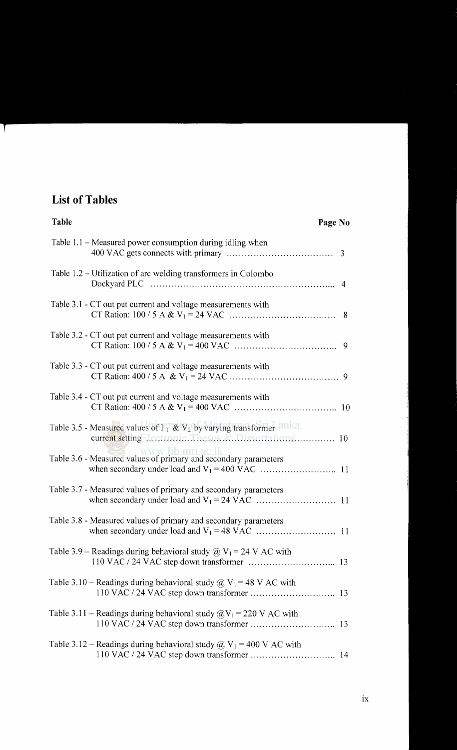## List of Tables

| Table | Page No |
|---|---|
| Table 1.1 – Measured power consumption during idling when 400 VAC gets connects with primary | 3 |
| Table 1.2 – Utilization of arc welding transformers in Colombo Dockyard PLC | 4 |
| Table 3.1 - CT out put current and voltage measurements with CT Ration: 100 / 5 A & $V_1$ = 24 VAC | 8 |
| Table 3.2 - CT out put current and voltage measurements with CT Ration: 100 / 5 A & $V_1$ = 400 VAC | 9 |
| Table 3.3 - CT out put current and voltage measurements with CT Ration: 400 / 5 A & $V_1$ = 24 VAC | 9 |
| Table 3.4 - CT out put current and voltage measurements with CT Ration: 400 / 5 A & $V_1$ = 400 VAC | 10 |
| Table 3.5 - Measured values of $I_1$ & $V_2$ by varying transformer current setting | 10 |
| Table 3.6 - Measured values of primary and secondary parameters when secondary under load and $V_1$ = 400 VAC | 11 |
| Table 3.7 - Measured values of primary and secondary parameters when secondary under load and $V_1$ = 24 VAC | 11 |
| Table 3.8 - Measured values of primary and secondary parameters when secondary under load and $V_1$ = 48 VAC | 11 |
| Table 3.9 – Readings during behavioral study @ $V_1$ = 24 V AC with 110 VAC / 24 VAC step down transformer | 13 |
| Table 3.10 – Readings during behavioral study @ $V_1$ = 48 V AC with 110 VAC / 24 VAC step down transformer | 13 |
| Table 3.11 – Readings during behavioral study @$V_1$ = 220 V AC with 110 VAC / 24 VAC step down transformer | 13 |
| Table 3.12 – Readings during behavioral study @ $V_1$ = 400 V AC with 110 VAC / 24 VAC step down transformer | 14 |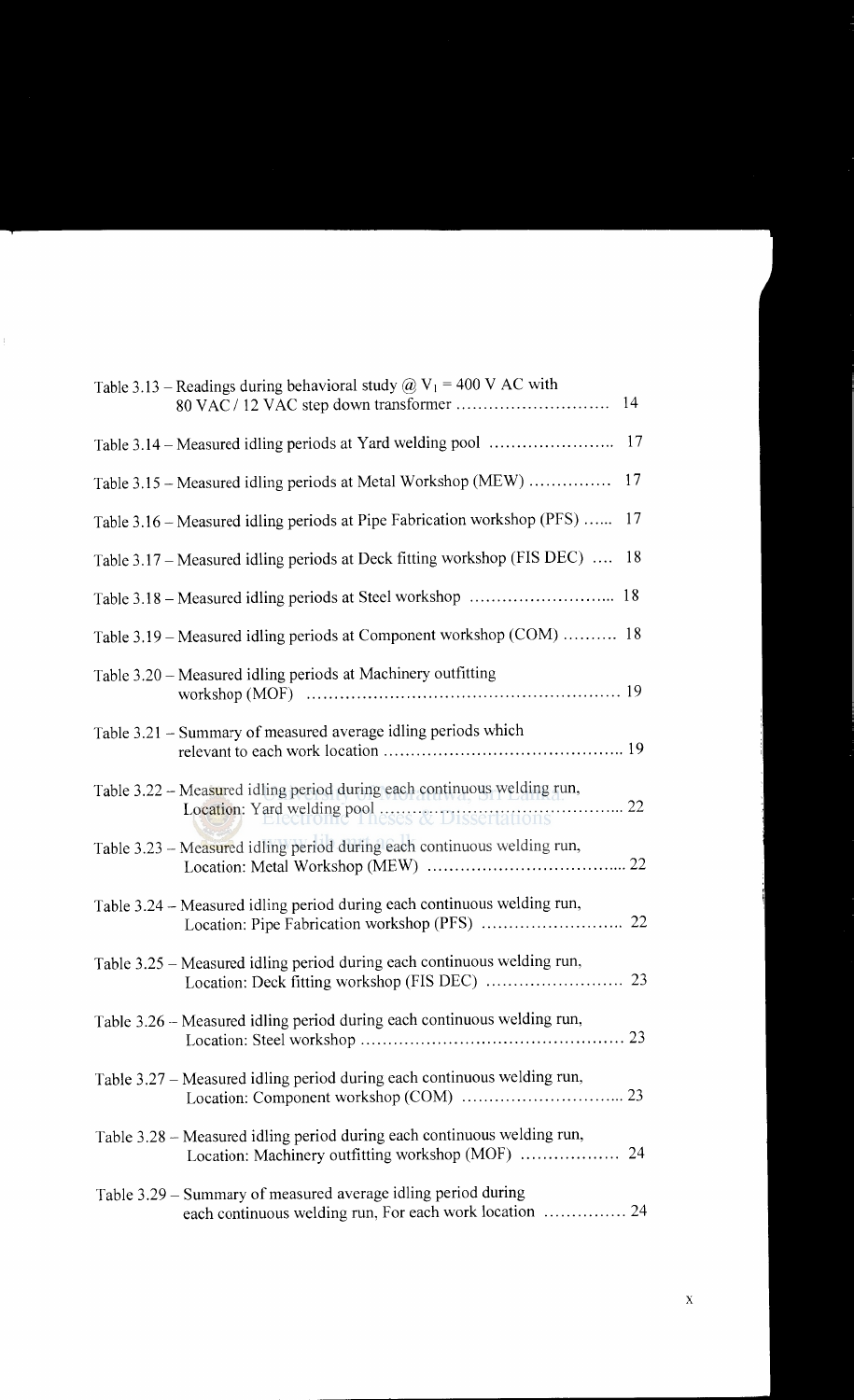Table 3.13 – Readings during behavioral study @ $V_1$ = 400 V AC with 80 VAC / 12 VAC step down transformer ............................ 14

Table 3.14 – Measured idling periods at Yard welding pool ....................... 17

Table 3.15 – Measured idling periods at Metal Workshop (MEW) ............... 17

Table 3.16 – Measured idling periods at Pipe Fabrication workshop (PFS) ...... 17

Table 3.17 – Measured idling periods at Deck fitting workshop (FIS DEC) .... 18

Table 3.18 – Measured idling periods at Steel workshop ........................... 18

Table 3.19 – Measured idling periods at Component workshop (COM) .......... 18

Table 3.20 – Measured idling periods at Machinery outfitting workshop (MOF) ........................................................ 19

Table 3.21 – Summary of measured average idling periods which relevant to each work location ........................................... 19

Table 3.22 – Measured idling period during each continuous welding run, Location: Yard welding pool ............................................ 22

Table 3.23 – Measured idling period during each continuous welding run, Location: Metal Workshop (MEW) .................................... 22

Table 3.24 – Measured idling period during each continuous welding run, Location: Pipe Fabrication workshop (PFS) .......................... 22

Table 3.25 – Measured idling period during each continuous welding run, Location: Deck fitting workshop (FIS DEC) ......................... 23

Table 3.26 – Measured idling period during each continuous welding run, Location: Steel workshop ............................................... 23

Table 3.27 – Measured idling period during each continuous welding run, Location: Component workshop (COM) ............................. 23

Table 3.28 – Measured idling period during each continuous welding run, Location: Machinery outfitting workshop (MOF) .................. 24

Table 3.29 – Summary of measured average idling period during each continuous welding run, For each work location ............... 24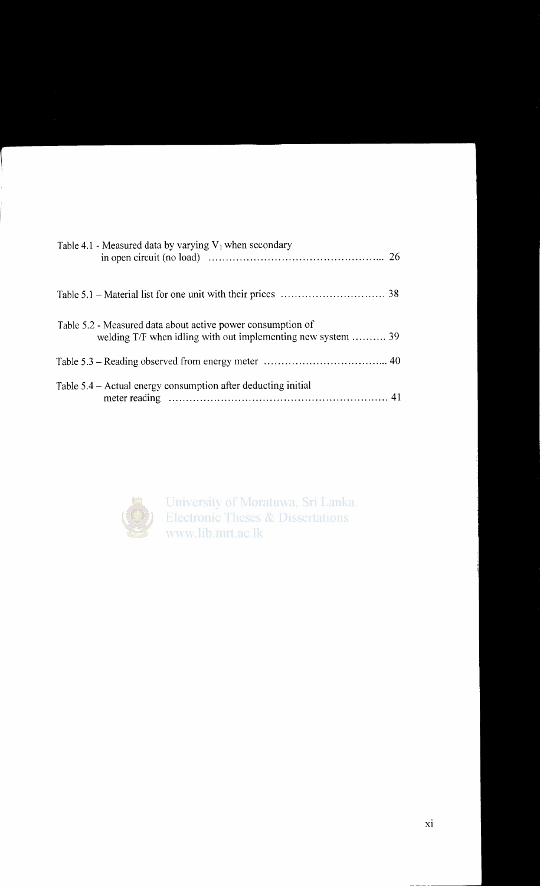Table 4.1 - Measured data by varying $V_1$ when secondary in open circuit (no load) .................................................. 26

Table 5.1 – Material list for one unit with their prices .............................. 38

Table 5.2 - Measured data about active power consumption of welding T/F when idling with out implementing new system .......... 39

Table 5.3 – Reading observed from energy meter ................................... 40

Table 5.4 – Actual energy consumption after deducting initial meter reading ............................................................... 41

University of Moratuwa, Sri Lanka.
Electronic Theses & Dissertations
www.lib.mrt.ac.lk